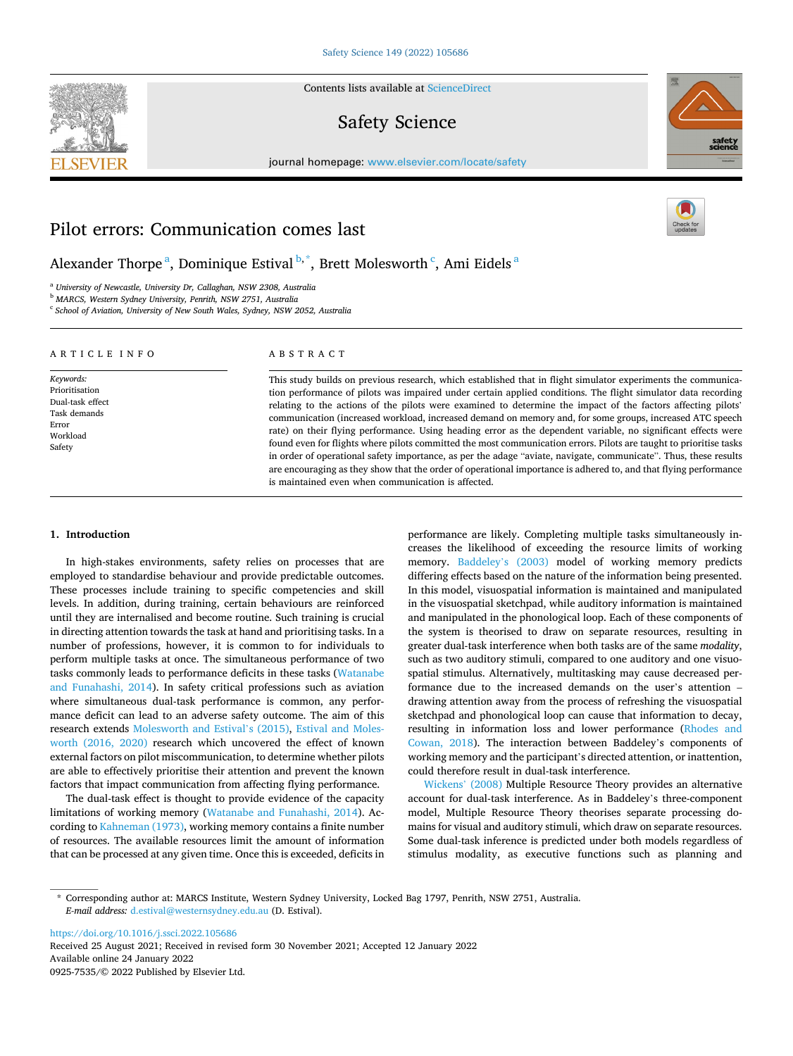# Pilot errors: Communication comes last

Alexander Thorpe [a], Dominique Estival [b,*], Brett Molesworth [c], Ami Eidels [a]

[a] University of Newcastle, University Dr, Callaghan, NSW 2308, Australia
[b] MARCS, Western Sydney University, Penrith, NSW 2751, Australia
[c] School of Aviation, University of New South Wales, Sydney, NSW 2052, Australia

## ARTICLE INFO

*Keywords:*
Prioritisation
Dual-task effect
Task demands
Error
Workload
Safety

## ABSTRACT

This study builds on previous research, which established that in flight simulator experiments the communication performance of pilots was impaired under certain applied conditions. The flight simulator data recording relating to the actions of the pilots were examined to determine the impact of the factors affecting pilots' communication (increased workload, increased demand on memory and, for some groups, increased ATC speech rate) on their flying performance. Using heading error as the dependent variable, no significant effects were found even for flights where pilots committed the most communication errors. Pilots are taught to prioritise tasks in order of operational safety importance, as per the adage "aviate, navigate, communicate". Thus, these results are encouraging as they show that the order of operational importance is adhered to, and that flying performance is maintained even when communication is affected.

## 1. Introduction

In high-stakes environments, safety relies on processes that are employed to standardise behaviour and provide predictable outcomes. These processes include training to specific competencies and skill levels. In addition, during training, certain behaviours are reinforced until they are internalised and become routine. Such training is crucial in directing attention towards the task at hand and prioritising tasks. In a number of professions, however, it is common to for individuals to perform multiple tasks at once. The simultaneous performance of two tasks commonly leads to performance deficits in these tasks (Watanabe and Funahashi, 2014). In safety critical professions such as aviation where simultaneous dual-task performance is common, any performance deficit can lead to an adverse safety outcome. The aim of this research extends Molesworth and Estival's (2015), Estival and Molesworth (2016, 2020) research which uncovered the effect of known external factors on pilot miscommunication, to determine whether pilots are able to effectively prioritise their attention and prevent the known factors that impact communication from affecting flying performance.

The dual-task effect is thought to provide evidence of the capacity limitations of working memory (Watanabe and Funahashi, 2014). According to Kahneman (1973), working memory contains a finite number of resources. The available resources limit the amount of information that can be processed at any given time. Once this is exceeded, deficits in performance are likely. Completing multiple tasks simultaneously increases the likelihood of exceeding the resource limits of working memory. Baddeley's (2003) model of working memory predicts differing effects based on the nature of the information being presented. In this model, visuospatial information is maintained and manipulated in the visuospatial sketchpad, while auditory information is maintained and manipulated in the phonological loop. Each of these components of the system is theorised to draw on separate resources, resulting in greater dual-task interference when both tasks are of the same *modality*, such as two auditory stimuli, compared to one auditory and one visuospatial stimulus. Alternatively, multitasking may cause decreased performance due to the increased demands on the user's attention – drawing attention away from the process of refreshing the visuospatial sketchpad and phonological loop can cause that information to decay, resulting in information loss and lower performance (Rhodes and Cowan, 2018). The interaction between Baddeley's components of working memory and the participant's directed attention, or inattention, could therefore result in dual-task interference.

Wickens' (2008) Multiple Resource Theory provides an alternative account for dual-task interference. As in Baddeley's three-component model, Multiple Resource Theory theorises separate processing domains for visual and auditory stimuli, which draw on separate resources. Some dual-task inference is predicted under both models regardless of stimulus modality, as executive functions such as planning and

\* Corresponding author at: MARCS Institute, Western Sydney University, Locked Bag 1797, Penrith, NSW 2751, Australia.
*E-mail address:* d.estival@westernsydney.edu.au (D. Estival).

https://doi.org/10.1016/j.ssci.2022.105686
Received 25 August 2021; Received in revised form 30 November 2021; Accepted 12 January 2022
Available online 24 January 2022
0925-7535/© 2022 Published by Elsevier Ltd.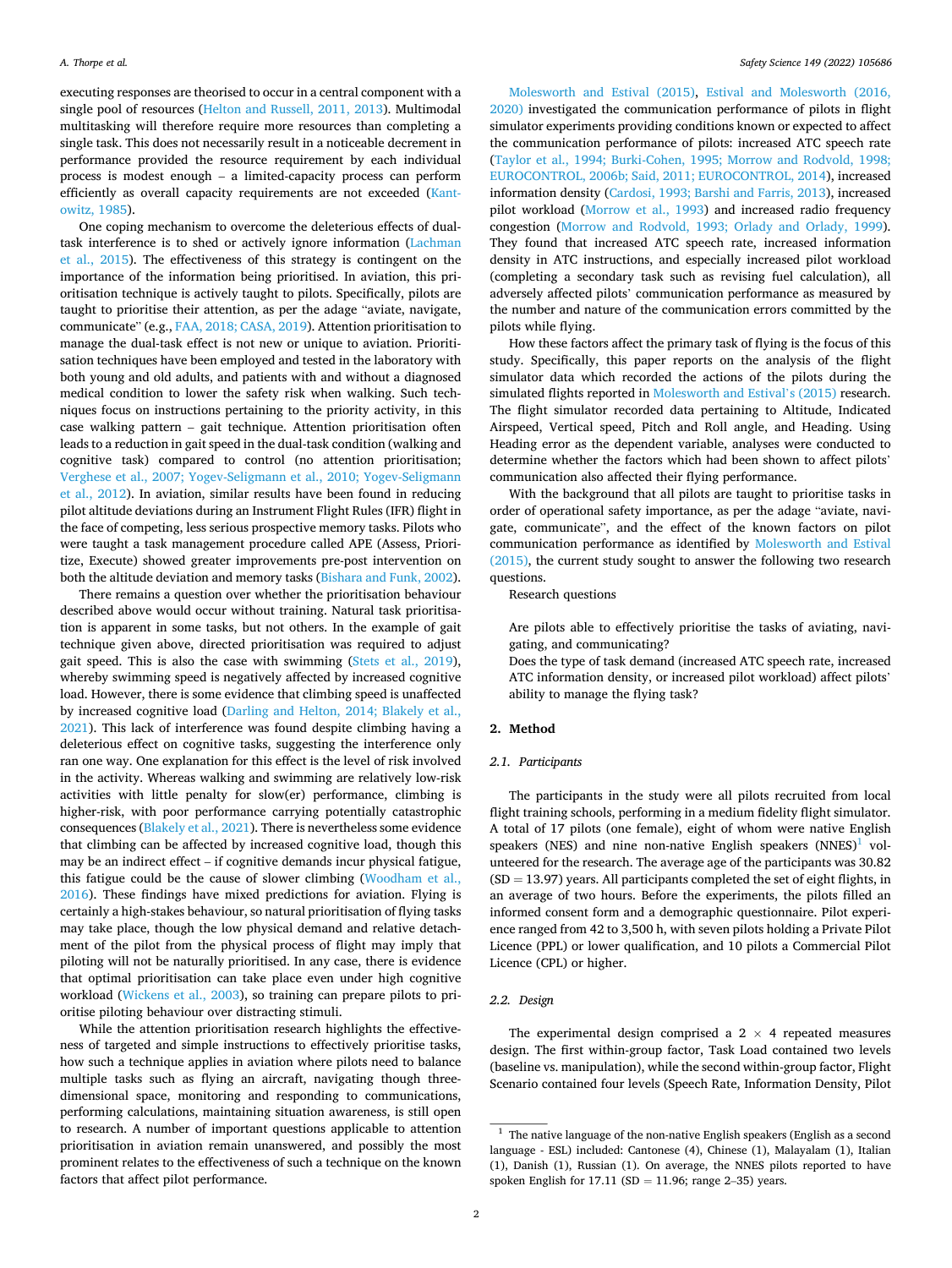executing responses are theorised to occur in a central component with a single pool of resources (Helton and Russell, 2011, 2013). Multimodal multitasking will therefore require more resources than completing a single task. This does not necessarily result in a noticeable decrement in performance provided the resource requirement by each individual process is modest enough – a limited-capacity process can perform efficiently as overall capacity requirements are not exceeded (Kantowitz, 1985).

One coping mechanism to overcome the deleterious effects of dual-task interference is to shed or actively ignore information (Lachman et al., 2015). The effectiveness of this strategy is contingent on the importance of the information being prioritised. In aviation, this prioritisation technique is actively taught to pilots. Specifically, pilots are taught to prioritise their attention, as per the adage "aviate, navigate, communicate" (e.g., FAA, 2018; CASA, 2019). Attention prioritisation to manage the dual-task effect is not new or unique to aviation. Prioritisation techniques have been employed and tested in the laboratory with both young and old adults, and patients with and without a diagnosed medical condition to lower the safety risk when walking. Such techniques focus on instructions pertaining to the priority activity, in this case walking pattern – gait technique. Attention prioritisation often leads to a reduction in gait speed in the dual-task condition (walking and cognitive task) compared to control (no attention prioritisation; Verghese et al., 2007; Yogev-Seligmann et al., 2010; Yogev-Seligmann et al., 2012). In aviation, similar results have been found in reducing pilot altitude deviations during an Instrument Flight Rules (IFR) flight in the face of competing, less serious prospective memory tasks. Pilots who were taught a task management procedure called APE (Assess, Prioritize, Execute) showed greater improvements pre-post intervention on both the altitude deviation and memory tasks (Bishara and Funk, 2002).

There remains a question over whether the prioritisation behaviour described above would occur without training. Natural task prioritisation is apparent in some tasks, but not others. In the example of gait technique given above, directed prioritisation was required to adjust gait speed. This is also the case with swimming (Stets et al., 2019), whereby swimming speed is negatively affected by increased cognitive load. However, there is some evidence that climbing speed is unaffected by increased cognitive load (Darling and Helton, 2014; Blakely et al., 2021). This lack of interference was found despite climbing having a deleterious effect on cognitive tasks, suggesting the interference only ran one way. One explanation for this effect is the level of risk involved in the activity. Whereas walking and swimming are relatively low-risk activities with little penalty for slow(er) performance, climbing is higher-risk, with poor performance carrying potentially catastrophic consequences (Blakely et al., 2021). There is nevertheless some evidence that climbing can be affected by increased cognitive load, though this may be an indirect effect – if cognitive demands incur physical fatigue, this fatigue could be the cause of slower climbing (Woodham et al., 2016). These findings have mixed predictions for aviation. Flying is certainly a high-stakes behaviour, so natural prioritisation of flying tasks may take place, though the low physical demand and relative detachment of the pilot from the physical process of flight may imply that piloting will not be naturally prioritised. In any case, there is evidence that optimal prioritisation can take place even under high cognitive workload (Wickens et al., 2003), so training can prepare pilots to prioritise piloting behaviour over distracting stimuli.

While the attention prioritisation research highlights the effectiveness of targeted and simple instructions to effectively prioritise tasks, how such a technique applies in aviation where pilots need to balance multiple tasks such as flying an aircraft, navigating though three-dimensional space, monitoring and responding to communications, performing calculations, maintaining situation awareness, is still open to research. A number of important questions applicable to attention prioritisation in aviation remain unanswered, and possibly the most prominent relates to the effectiveness of such a technique on the known factors that affect pilot performance.

Molesworth and Estival (2015), Estival and Molesworth (2016, 2020) investigated the communication performance of pilots in flight simulator experiments providing conditions known or expected to affect the communication performance of pilots: increased ATC speech rate (Taylor et al., 1994; Burki-Cohen, 1995; Morrow and Rodvold, 1998; EUROCONTROL, 2006b; Said, 2011; EUROCONTROL, 2014), increased information density (Cardosi, 1993; Barshi and Farris, 2013), increased pilot workload (Morrow et al., 1993) and increased radio frequency congestion (Morrow and Rodvold, 1993; Orlady and Orlady, 1999). They found that increased ATC speech rate, increased information density in ATC instructions, and especially increased pilot workload (completing a secondary task such as revising fuel calculation), all adversely affected pilots' communication performance as measured by the number and nature of the communication errors committed by the pilots while flying.

How these factors affect the primary task of flying is the focus of this study. Specifically, this paper reports on the analysis of the flight simulator data which recorded the actions of the pilots during the simulated flights reported in Molesworth and Estival's (2015) research. The flight simulator recorded data pertaining to Altitude, Indicated Airspeed, Vertical speed, Pitch and Roll angle, and Heading. Using Heading error as the dependent variable, analyses were conducted to determine whether the factors which had been shown to affect pilots' communication also affected their flying performance.

With the background that all pilots are taught to prioritise tasks in order of operational safety importance, as per the adage "aviate, navigate, communicate", and the effect of the known factors on pilot communication performance as identified by Molesworth and Estival (2015), the current study sought to answer the following two research questions.

Research questions

Are pilots able to effectively prioritise the tasks of aviating, navigating, and communicating?

Does the type of task demand (increased ATC speech rate, increased ATC information density, or increased pilot workload) affect pilots' ability to manage the flying task?

## 2. Method

### 2.1. Participants

The participants in the study were all pilots recruited from local flight training schools, performing in a medium fidelity flight simulator. A total of 17 pilots (one female), eight of whom were native English speakers (NES) and nine non-native English speakers (NNES)[1] volunteered for the research. The average age of the participants was 30.82 (SD = 13.97) years. All participants completed the set of eight flights, in an average of two hours. Before the experiments, the pilots filled an informed consent form and a demographic questionnaire. Pilot experience ranged from 42 to 3,500 h, with seven pilots holding a Private Pilot Licence (PPL) or lower qualification, and 10 pilots a Commercial Pilot Licence (CPL) or higher.

### 2.2. Design

The experimental design comprised a 2 × 4 repeated measures design. The first within-group factor, Task Load contained two levels (baseline vs. manipulation), while the second within-group factor, Flight Scenario contained four levels (Speech Rate, Information Density, Pilot

[1] The native language of the non-native English speakers (English as a second language - ESL) included: Cantonese (4), Chinese (1), Malayalam (1), Italian (1), Danish (1), Russian (1). On average, the NNES pilots reported to have spoken English for 17.11 (SD = 11.96; range 2–35) years.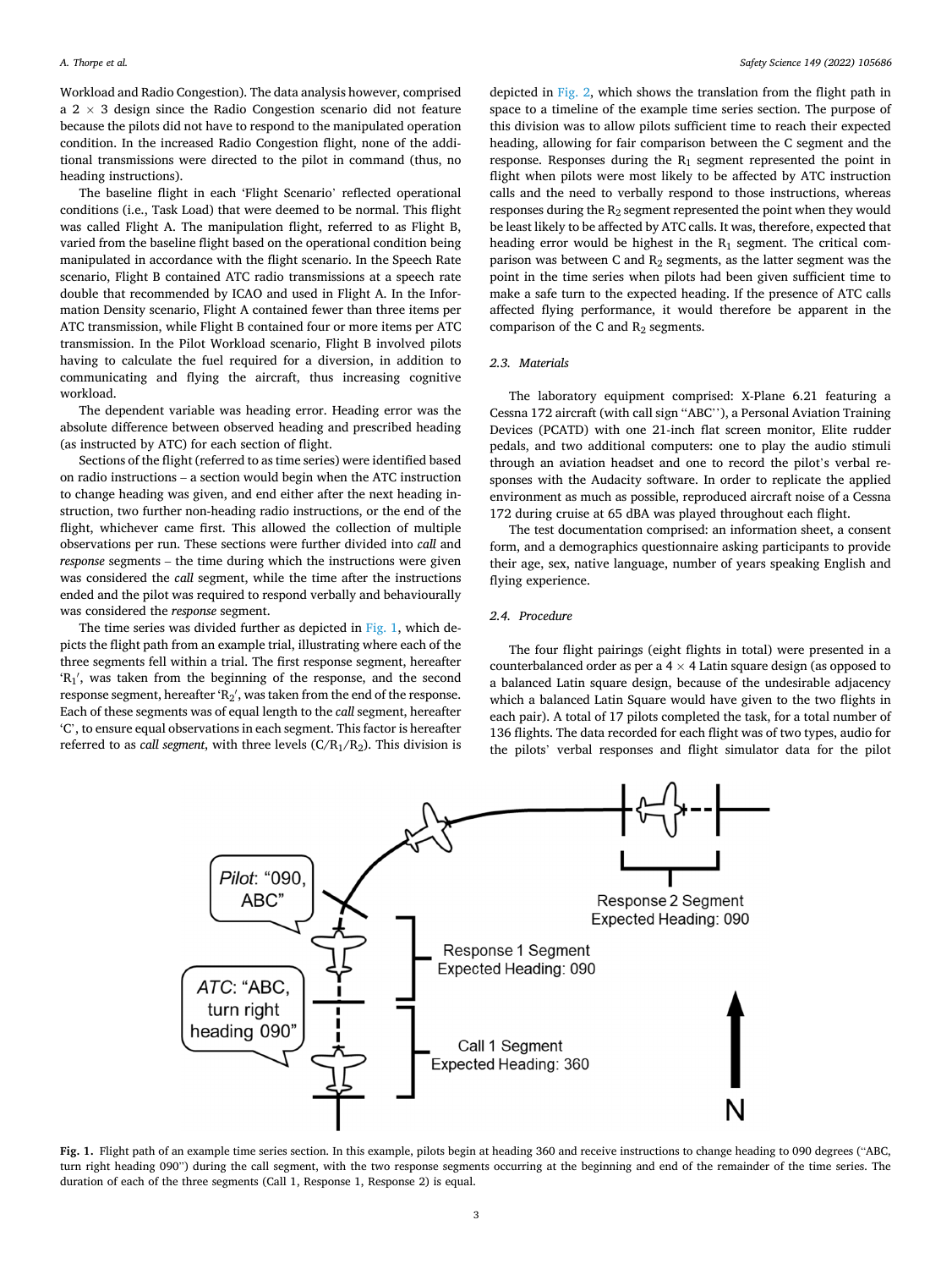Workload and Radio Congestion). The data analysis however, comprised a 2 × 3 design since the Radio Congestion scenario did not feature because the pilots did not have to respond to the manipulated operation condition. In the increased Radio Congestion flight, none of the additional transmissions were directed to the pilot in command (thus, no heading instructions).

The baseline flight in each 'Flight Scenario' reflected operational conditions (i.e., Task Load) that were deemed to be normal. This flight was called Flight A. The manipulation flight, referred to as Flight B, varied from the baseline flight based on the operational condition being manipulated in accordance with the flight scenario. In the Speech Rate scenario, Flight B contained ATC radio transmissions at a speech rate double that recommended by ICAO and used in Flight A. In the Information Density scenario, Flight A contained fewer than three items per ATC transmission, while Flight B contained four or more items per ATC transmission. In the Pilot Workload scenario, Flight B involved pilots having to calculate the fuel required for a diversion, in addition to communicating and flying the aircraft, thus increasing cognitive workload.

The dependent variable was heading error. Heading error was the absolute difference between observed heading and prescribed heading (as instructed by ATC) for each section of flight.

Sections of the flight (referred to as time series) were identified based on radio instructions – a section would begin when the ATC instruction to change heading was given, and end either after the next heading instruction, two further non-heading radio instructions, or the end of the flight, whichever came first. This allowed the collection of multiple observations per run. These sections were further divided into *call* and *response* segments – the time during which the instructions were given was considered the *call* segment, while the time after the instructions ended and the pilot was required to respond verbally and behaviourally was considered the *response* segment.

The time series was divided further as depicted in Fig. 1, which depicts the flight path from an example trial, illustrating where each of the three segments fell within a trial. The first response segment, hereafter '$R_1$', was taken from the beginning of the response, and the second response segment, hereafter '$R_2$', was taken from the end of the response. Each of these segments was of equal length to the *call* segment, hereafter 'C', to ensure equal observations in each segment. This factor is hereafter referred to as *call segment*, with three levels (C/$R_1$/$R_2$). This division is depicted in Fig. 2, which shows the translation from the flight path in space to a timeline of the example time series section. The purpose of this division was to allow pilots sufficient time to reach their expected heading, allowing for fair comparison between the C segment and the response. Responses during the $R_1$ segment represented the point in flight when pilots were most likely to be affected by ATC instruction calls and the need to verbally respond to those instructions, whereas responses during the $R_2$ segment represented the point when they would be least likely to be affected by ATC calls. It was, therefore, expected that heading error would be highest in the $R_1$ segment. The critical comparison was between C and $R_2$ segments, as the latter segment was the point in the time series when pilots had been given sufficient time to make a safe turn to the expected heading. If the presence of ATC calls affected flying performance, it would therefore be apparent in the comparison of the C and $R_2$ segments.

### 2.3. Materials

The laboratory equipment comprised: X-Plane 6.21 featuring a Cessna 172 aircraft (with call sign "ABC''), a Personal Aviation Training Devices (PCATD) with one 21-inch flat screen monitor, Elite rudder pedals, and two additional computers: one to play the audio stimuli through an aviation headset and one to record the pilot's verbal responses with the Audacity software. In order to replicate the applied environment as much as possible, reproduced aircraft noise of a Cessna 172 during cruise at 65 dBA was played throughout each flight.

The test documentation comprised: an information sheet, a consent form, and a demographics questionnaire asking participants to provide their age, sex, native language, number of years speaking English and flying experience.

### 2.4. Procedure

The four flight pairings (eight flights in total) were presented in a counterbalanced order as per a 4 × 4 Latin square design (as opposed to a balanced Latin square design, because of the undesirable adjacency which a balanced Latin Square would have given to the two flights in each pair). A total of 17 pilots completed the task, for a total number of 136 flights. The data recorded for each flight was of two types, audio for the pilots' verbal responses and flight simulator data for the pilot

**Fig. 1.** Flight path of an example time series section. In this example, pilots begin at heading 360 and receive instructions to change heading to 090 degrees ("ABC, turn right heading 090") during the call segment, with the two response segments occurring at the beginning and end of the remainder of the time series. The duration of each of the three segments (Call 1, Response 1, Response 2) is equal.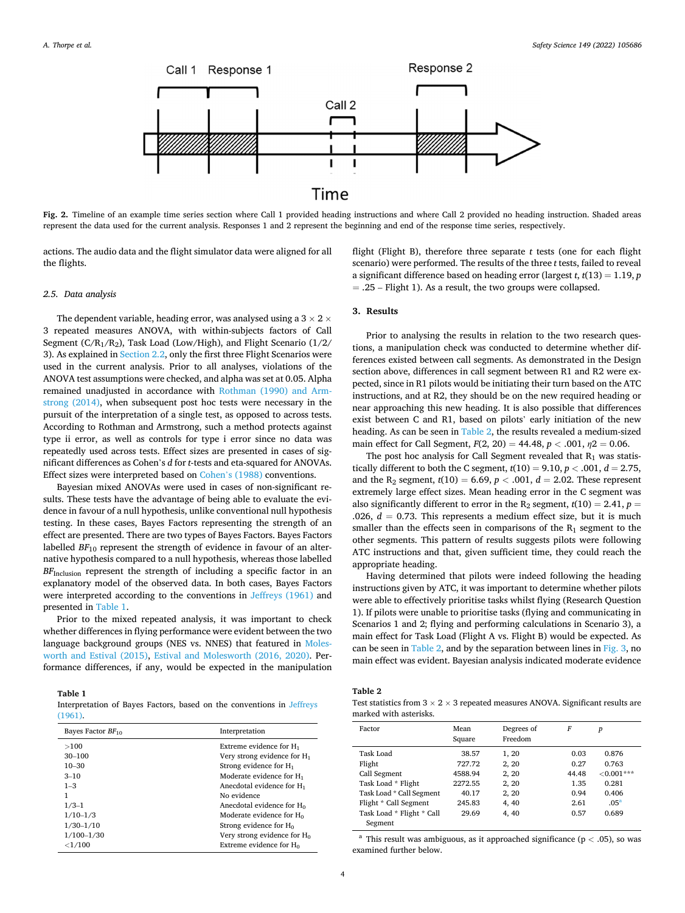Fig. 2. Timeline of an example time series section where Call 1 provided heading instructions and where Call 2 provided no heading instruction. Shaded areas represent the data used for the current analysis. Responses 1 and 2 represent the beginning and end of the response time series, respectively.

actions. The audio data and the flight simulator data were aligned for all the flights.

### 2.5. Data analysis

The dependent variable, heading error, was analysed using a 3 × 2 × 3 repeated measures ANOVA, with within-subjects factors of Call Segment (C/$R_1$/$R_2$), Task Load (Low/High), and Flight Scenario (1/2/3). As explained in Section 2.2, only the first three Flight Scenarios were used in the current analysis. Prior to all analyses, violations of the ANOVA test assumptions were checked, and alpha was set at 0.05. Alpha remained unadjusted in accordance with Rothman (1990) and Armstrong (2014), when subsequent post hoc tests were necessary in the pursuit of the interpretation of a single test, as opposed to across tests. According to Rothman and Armstrong, such a method protects against type ii error, as well as controls for type i error since no data was repeatedly used across tests. Effect sizes are presented in cases of significant differences as Cohen's *d* for *t*-tests and eta-squared for ANOVAs. Effect sizes were interpreted based on Cohen's (1988) conventions.

Bayesian mixed ANOVAs were used in cases of non-significant results. These tests have the advantage of being able to evaluate the evidence in favour of a null hypothesis, unlike conventional null hypothesis testing. In these cases, Bayes Factors representing the strength of an effect are presented. There are two types of Bayes Factors. Bayes Factors labelled $BF_{10}$ represent the strength of evidence in favour of an alternative hypothesis compared to a null hypothesis, whereas those labelled $BF_{Inclusion}$ represent the strength of including a specific factor in an explanatory model of the observed data. In both cases, Bayes Factors were interpreted according to the conventions in Jeffreys (1961) and presented in Table 1.

Prior to the mixed repeated analysis, it was important to check whether differences in flying performance were evident between the two language background groups (NES vs. NNES) that featured in Molesworth and Estival (2015), Estival and Molesworth (2016, 2020). Performance differences, if any, would be expected in the manipulation flight (Flight B), therefore three separate *t* tests (one for each flight scenario) were performed. The results of the three *t* tests, failed to reveal a significant difference based on heading error (largest *t*, $t(13) = 1.19$, $p = .25$ – Flight 1). As a result, the two groups were collapsed.

**Table 1**
Interpretation of Bayes Factors, based on the conventions in Jeffreys (1961).

| Bayes Factor $BF_{10}$ | Interpretation |
|---|---|
| >100 | Extreme evidence for $H_1$ |
| 30–100 | Very strong evidence for $H_1$ |
| 10–30 | Strong evidence for $H_1$ |
| 3–10 | Moderate evidence for $H_1$ |
| 1–3 | Anecdotal evidence for $H_1$ |
| 1 | No evidence |
| 1/3–1 | Anecdotal evidence for $H_0$ |
| 1/10–1/3 | Moderate evidence for $H_0$ |
| 1/30–1/10 | Strong evidence for $H_0$ |
| 1/100–1/30 | Very strong evidence for $H_0$ |
| <1/100 | Extreme evidence for $H_0$ |

## 3. Results

Prior to analysing the results in relation to the two research questions, a manipulation check was conducted to determine whether differences existed between call segments. As demonstrated in the Design section above, differences in call segment between R1 and R2 were expected, since in R1 pilots would be initiating their turn based on the ATC instructions, and at R2, they should be on the new required heading or near approaching this new heading. It is also possible that differences exist between C and R1, based on pilots' early initiation of the new heading. As can be seen in Table 2, the results revealed a medium-sized main effect for Call Segment, $F(2, 20) = 44.48$, $p < .001$, $\eta 2 = 0.06$.

The post hoc analysis for Call Segment revealed that $R_1$ was statistically different to both the C segment, $t(10) = 9.10$, $p < .001$, $d = 2.75$, and the $R_2$ segment, $t(10) = 6.69$, $p < .001$, $d = 2.02$. These represent extremely large effect sizes. Mean heading error in the C segment was also significantly different to error in the $R_2$ segment, $t(10) = 2.41$, $p = .026$, $d = 0.73$. This represents a medium effect size, but it is much smaller than the effects seen in comparisons of the $R_1$ segment to the other segments. This pattern of results suggests pilots were following ATC instructions and that, given sufficient time, they could reach the appropriate heading.

Having determined that pilots were indeed following the heading instructions given by ATC, it was important to determine whether pilots were able to effectively prioritise tasks whilst flying (Research Question 1). If pilots were unable to prioritise tasks (flying and communicating in Scenarios 1 and 2; flying and performing calculations in Scenario 3), a main effect for Task Load (Flight A vs. Flight B) would be expected. As can be seen in Table 2, and by the separation between lines in Fig. 3, no main effect was evident. Bayesian analysis indicated moderate evidence

**Table 2**
Test statistics from 3 × 2 × 3 repeated measures ANOVA. Significant results are marked with asterisks.

| Factor | Mean Square | Degrees of Freedom | F | p |
|---|---|---|---|---|
| Task Load | 38.57 | 1, 20 | 0.03 | 0.876 |
| Flight | 727.72 | 2, 20 | 0.27 | 0.763 |
| Call Segment | 4588.94 | 2, 20 | 44.48 | <0.001*** |
| Task Load * Flight | 2272.55 | 2, 20 | 1.35 | 0.281 |
| Task Load * Call Segment | 40.17 | 2, 20 | 0.94 | 0.406 |
| Flight * Call Segment | 245.83 | 4, 40 | 2.61 | .05[a] |
| Task Load * Flight * Call Segment | 29.69 | 4, 40 | 0.57 | 0.689 |

[a] This result was ambiguous, as it approached significance (p < .05), so was examined further below.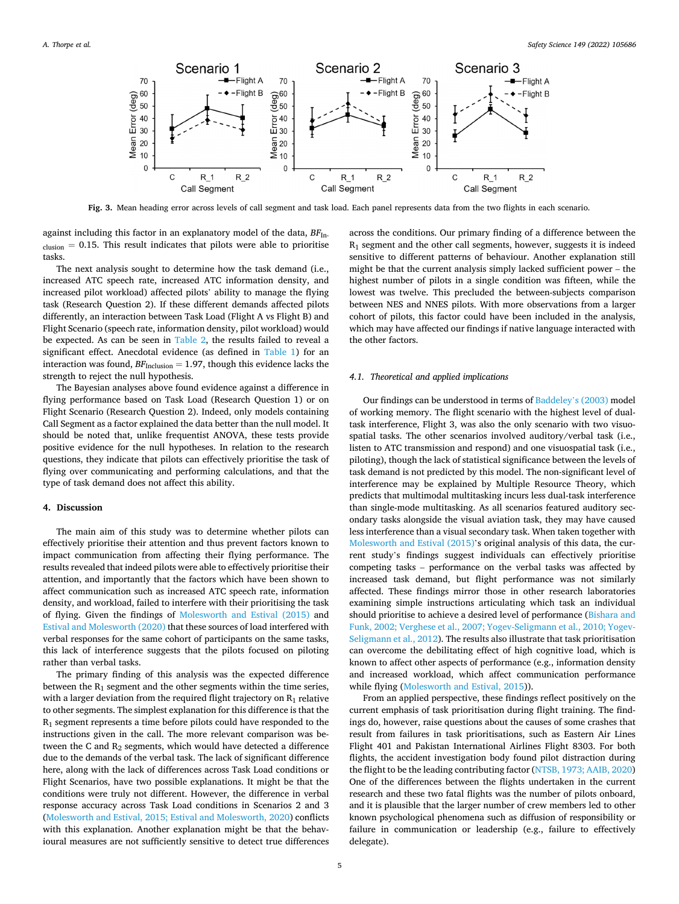Fig. 3. Mean heading error across levels of call segment and task load. Each panel represents data from the two flights in each scenario.

against including this factor in an explanatory model of the data, $BF_{Inclusion} = 0.15$. This result indicates that pilots were able to prioritise tasks.

The next analysis sought to determine how the task demand (i.e., increased ATC speech rate, increased ATC information density, and increased pilot workload) affected pilots' ability to manage the flying task (Research Question 2). If these different demands affected pilots differently, an interaction between Task Load (Flight A vs Flight B) and Flight Scenario (speech rate, information density, pilot workload) would be expected. As can be seen in Table 2, the results failed to reveal a significant effect. Anecdotal evidence (as defined in Table 1) for an interaction was found, $BF_{Inclusion} = 1.97$, though this evidence lacks the strength to reject the null hypothesis.

The Bayesian analyses above found evidence against a difference in flying performance based on Task Load (Research Question 1) or on Flight Scenario (Research Question 2). Indeed, only models containing Call Segment as a factor explained the data better than the null model. It should be noted that, unlike frequentist ANOVA, these tests provide positive evidence for the null hypotheses. In relation to the research questions, they indicate that pilots can effectively prioritise the task of flying over communicating and performing calculations, and that the type of task demand does not affect this ability.

## 4. Discussion

The main aim of this study was to determine whether pilots can effectively prioritise their attention and thus prevent factors known to impact communication from affecting their flying performance. The results revealed that indeed pilots were able to effectively prioritise their attention, and importantly that the factors which have been shown to affect communication such as increased ATC speech rate, information density, and workload, failed to interfere with their prioritising the task of flying. Given the findings of Molesworth and Estival (2015) and Estival and Molesworth (2020) that these sources of load interfered with verbal responses for the same cohort of participants on the same tasks, this lack of interference suggests that the pilots focused on piloting rather than verbal tasks.

The primary finding of this analysis was the expected difference between the $R_1$ segment and the other segments within the time series, with a larger deviation from the required flight trajectory on $R_1$ relative to other segments. The simplest explanation for this difference is that the $R_1$ segment represents a time before pilots could have responded to the instructions given in the call. The more relevant comparison was between the C and $R_2$ segments, which would have detected a difference due to the demands of the verbal task. The lack of significant difference here, along with the lack of differences across Task Load conditions or Flight Scenarios, have two possible explanations. It might be that the conditions were truly not different. However, the difference in verbal response accuracy across Task Load conditions in Scenarios 2 and 3 (Molesworth and Estival, 2015; Estival and Molesworth, 2020) conflicts with this explanation. Another explanation might be that the behavioural measures are not sufficiently sensitive to detect true differences across the conditions. Our primary finding of a difference between the $R_1$ segment and the other call segments, however, suggests it is indeed sensitive to different patterns of behaviour. Another explanation still might be that the current analysis simply lacked sufficient power – the highest number of pilots in a single condition was fifteen, while the lowest was twelve. This precluded the between-subjects comparison between NES and NNES pilots. With more observations from a larger cohort of pilots, this factor could have been included in the analysis, which may have affected our findings if native language interacted with the other factors.

### 4.1. Theoretical and applied implications

Our findings can be understood in terms of Baddeley's (2003) model of working memory. The flight scenario with the highest level of dual-task interference, Flight 3, was also the only scenario with two visuo-spatial tasks. The other scenarios involved auditory/verbal task (i.e., listen to ATC transmission and respond) and one visuospatial task (i.e., piloting), though the lack of statistical significance between the levels of task demand is not predicted by this model. The non-significant level of interference may be explained by Multiple Resource Theory, which predicts that multimodal multitasking incurs less dual-task interference than single-mode multitasking. As all scenarios featured auditory secondary tasks alongside the visual aviation task, they may have caused less interference than a visual secondary task. When taken together with Molesworth and Estival (2015)'s original analysis of this data, the current study's findings suggest individuals can effectively prioritise competing tasks – performance on the verbal tasks was affected by increased task demand, but flight performance was not similarly affected. These findings mirror those in other research laboratories examining simple instructions articulating which task an individual should prioritise to achieve a desired level of performance (Bishara and Funk, 2002; Verghese et al., 2007; Yogev-Seligmann et al., 2010; Yogev-Seligmann et al., 2012). The results also illustrate that task prioritisation can overcome the debilitating effect of high cognitive load, which is known to affect other aspects of performance (e.g., information density and increased workload, which affect communication performance while flying (Molesworth and Estival, 2015)).

From an applied perspective, these findings reflect positively on the current emphasis of task prioritisation during flight training. The findings do, however, raise questions about the causes of some crashes that result from failures in task prioritisations, such as Eastern Air Lines Flight 401 and Pakistan International Airlines Flight 8303. For both flights, the accident investigation body found pilot distraction during the flight to be the leading contributing factor (NTSB, 1973; AAIB, 2020) One of the differences between the flights undertaken in the current research and these two fatal flights was the number of pilots onboard, and it is plausible that the larger number of crew members led to other known psychological phenomena such as diffusion of responsibility or failure in communication or leadership (e.g., failure to effectively delegate).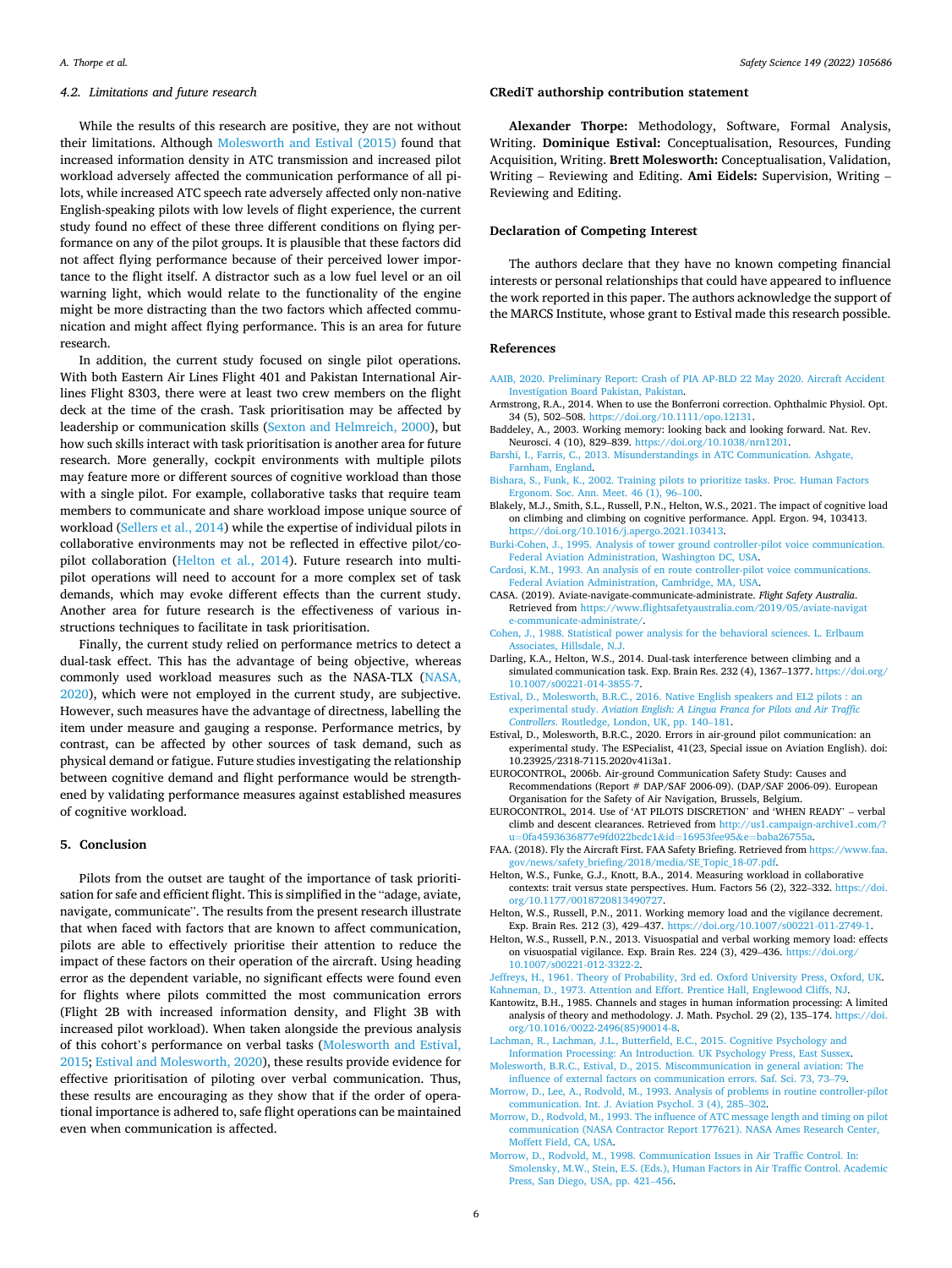### 4.2. Limitations and future research

While the results of this research are positive, they are not without their limitations. Although Molesworth and Estival (2015) found that increased information density in ATC transmission and increased pilot workload adversely affected the communication performance of all pilots, while increased ATC speech rate adversely affected only non-native English-speaking pilots with low levels of flight experience, the current study found no effect of these three different conditions on flying performance on any of the pilot groups. It is plausible that these factors did not affect flying performance because of their perceived lower importance to the flight itself. A distractor such as a low fuel level or an oil warning light, which would relate to the functionality of the engine might be more distracting than the two factors which affected communication and might affect flying performance. This is an area for future research.

In addition, the current study focused on single pilot operations. With both Eastern Air Lines Flight 401 and Pakistan International Airlines Flight 8303, there were at least two crew members on the flight deck at the time of the crash. Task prioritisation may be affected by leadership or communication skills (Sexton and Helmreich, 2000), but how such skills interact with task prioritisation is another area for future research. More generally, cockpit environments with multiple pilots may feature more or different sources of cognitive workload than those with a single pilot. For example, collaborative tasks that require team members to communicate and share workload impose unique source of workload (Sellers et al., 2014) while the expertise of individual pilots in collaborative environments may not be reflected in effective pilot/co-pilot collaboration (Helton et al., 2014). Future research into multi-pilot operations will need to account for a more complex set of task demands, which may evoke different effects than the current study. Another area for future research is the effectiveness of various instructions techniques to facilitate in task prioritisation.

Finally, the current study relied on performance metrics to detect a dual-task effect. This has the advantage of being objective, whereas commonly used workload measures such as the NASA-TLX (NASA, 2020), which were not employed in the current study, are subjective. However, such measures have the advantage of directness, labelling the item under measure and gauging a response. Performance metrics, by contrast, can be affected by other sources of task demand, such as physical demand or fatigue. Future studies investigating the relationship between cognitive demand and flight performance would be strengthened by validating performance measures against established measures of cognitive workload.

## 5. Conclusion

Pilots from the outset are taught of the importance of task prioritisation for safe and efficient flight. This is simplified in the "adage, aviate, navigate, communicate". The results from the present research illustrate that when faced with factors that are known to affect communication, pilots are able to effectively prioritise their attention to reduce the impact of these factors on their operation of the aircraft. Using heading error as the dependent variable, no significant effects were found even for flights where pilots committed the most communication errors (Flight 2B with increased information density, and Flight 3B with increased pilot workload). When taken alongside the previous analysis of this cohort's performance on verbal tasks (Molesworth and Estival, 2015; Estival and Molesworth, 2020), these results provide evidence for effective prioritisation of piloting over verbal communication. Thus, these results are encouraging as they show that if the order of operational importance is adhered to, safe flight operations can be maintained even when communication is affected.

## CRediT authorship contribution statement

**Alexander Thorpe:** Methodology, Software, Formal Analysis, Writing. **Dominique Estival:** Conceptualisation, Resources, Funding Acquisition, Writing. **Brett Molesworth:** Conceptualisation, Validation, Writing – Reviewing and Editing. **Ami Eidels:** Supervision, Writing – Reviewing and Editing.

## Declaration of Competing Interest

The authors declare that they have no known competing financial interests or personal relationships that could have appeared to influence the work reported in this paper. The authors acknowledge the support of the MARCS Institute, whose grant to Estival made this research possible.

## References

AAIB, 2020. Preliminary Report: Crash of PIA AP-BLD 22 May 2020. Aircraft Accident Investigation Board Pakistan, Pakistan.

Armstrong, R.A., 2014. When to use the Bonferroni correction. Ophthalmic Physiol. Opt. 34 (5), 502–508. https://doi.org/10.1111/opo.12131.

Baddeley, A., 2003. Working memory: looking back and looking forward. Nat. Rev. Neurosci. 4 (10), 829–839. https://doi.org/10.1038/nrn1201.

Barshi, I., Farris, C., 2013. Misunderstandings in ATC Communication. Ashgate, Farnham, England.

Bishara, S., Funk, K., 2002. Training pilots to prioritize tasks. Proc. Human Factors Ergonom. Soc. Ann. Meet. 46 (1), 96–100.

Blakely, M.J., Smith, S.L., Russell, P.N., Helton, W.S., 2021. The impact of cognitive load on climbing and climbing on cognitive performance. Appl. Ergon. 94, 103413. https://doi.org/10.1016/j.apergo.2021.103413.

Burki-Cohen, J., 1995. Analysis of tower ground controller-pilot voice communication. Federal Aviation Administration, Washington DC, USA.

Cardosi, K.M., 1993. An analysis of en route controller-pilot voice communications. Federal Aviation Administration, Cambridge, MA, USA.

CASA. (2019). Aviate-navigate-communicate-administrate. *Flight Safety Australia*. Retrieved from https://www.flightsafetyaustralia.com/2019/05/aviate-navigate-communicate-administrate/.

Cohen, J., 1988. Statistical power analysis for the behavioral sciences. L. Erlbaum Associates, Hillsdale, N.J.

Darling, K.A., Helton, W.S., 2014. Dual-task interference between climbing and a simulated communication task. Exp. Brain Res. 232 (4), 1367–1377. https://doi.org/10.1007/s00221-014-3855-7.

Estival, D., Molesworth, B.R.C., 2016. Native English speakers and EL2 pilots : an experimental study. *Aviation English: A Lingua Franca for Pilots and Air Traffic Controllers*. Routledge, London, UK, pp. 140–181.

Estival, D., Molesworth, B.R.C., 2020. Errors in air-ground pilot communication: an experimental study. The ESPecialist, 41(23, Special issue on Aviation English). doi: 10.23925/2318-7115.2020v41i3a1.

EUROCONTROL, 2006b. Air-ground Communication Safety Study: Causes and Recommendations (Report # DAP/SAF 2006-09). (DAP/SAF 2006-09). European Organisation for the Safety of Air Navigation, Brussels, Belgium.

EUROCONTROL, 2014. Use of 'AT PILOTS DISCRETION' and 'WHEN READY' – verbal climb and descent clearances. Retrieved from http://us1.campaign-archive1.com/?u=0fa4593636877e9fd022bcdc1&id=16953fee95&e=baba26755a.

FAA. (2018). Fly the Aircraft First. FAA Safety Briefing. Retrieved from https://www.faa.gov/news/safety_briefing/2018/media/SE_Topic_18-07.pdf.

Helton, W.S., Funke, G.J., Knott, B.A., 2014. Measuring workload in collaborative contexts: trait versus state perspectives. Hum. Factors 56 (2), 322–332. https://doi.org/10.1177/0018720813490727.

Helton, W.S., Russell, P.N., 2011. Working memory load and the vigilance decrement. Exp. Brain Res. 212 (3), 429–437. https://doi.org/10.1007/s00221-011-2749-1.

Helton, W.S., Russell, P.N., 2013. Visuospatial and verbal working memory load: effects on visuospatial vigilance. Exp. Brain Res. 224 (3), 429–436. https://doi.org/10.1007/s00221-012-3322-2.

Jeffreys, H., 1961. Theory of Probability, 3rd ed. Oxford University Press, Oxford, UK.

Kahneman, D., 1973. Attention and Effort. Prentice Hall, Englewood Cliffs, NJ.

Kantowitz, B.H., 1985. Channels and stages in human information processing: A limited analysis of theory and methodology. J. Math. Psychol. 29 (2), 135–174. https://doi.org/10.1016/0022-2496(85)90014-8.

Lachman, R., Lachman, J.L., Butterfield, E.C., 2015. Cognitive Psychology and Information Processing: An Introduction. UK Psychology Press, East Sussex.

Molesworth, B.R.C., Estival, D., 2015. Miscommunication in general aviation: The influence of external factors on communication errors. Saf. Sci. 73, 73–79.

Morrow, D., Lee, A., Rodvold, M., 1993. Analysis of problems in routine controller-pilot communication. Int. J. Aviation Psychol. 3 (4), 285–302.

Morrow, D., Rodvold, M., 1993. The influence of ATC message length and timing on pilot communication (NASA Contractor Report 177621). NASA Ames Research Center, Moffett Field, CA, USA.

Morrow, D., Rodvold, M., 1998. Communication Issues in Air Traffic Control. In: Smolensky, M.W., Stein, E.S. (Eds.), Human Factors in Air Traffic Control. Academic Press, San Diego, USA, pp. 421–456.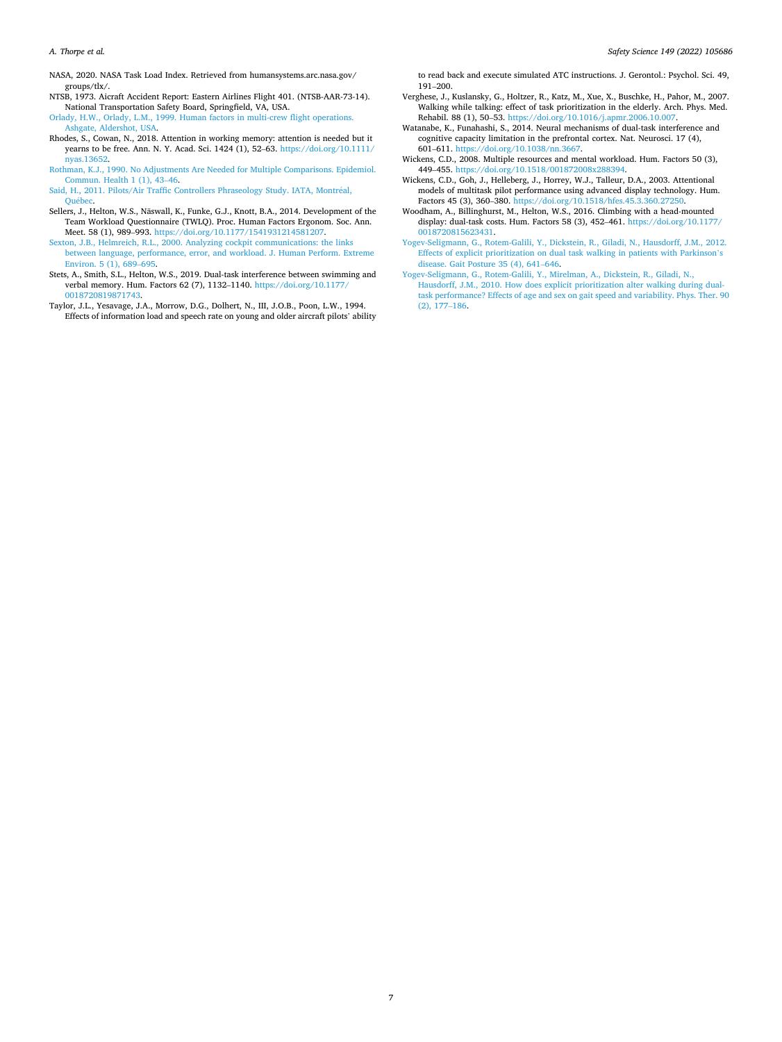NASA, 2020. NASA Task Load Index. Retrieved from humansystems.arc.nasa.gov/groups/tlx/.

NTSB, 1973. Aicraft Accident Report: Eastern Airlines Flight 401. (NTSB-AAR-73-14). National Transportation Safety Board, Springfield, VA, USA.

Orlady, H.W., Orlady, L.M., 1999. Human factors in multi-crew flight operations. Ashgate, Aldershot, USA.

Rhodes, S., Cowan, N., 2018. Attention in working memory: attention is needed but it yearns to be free. Ann. N. Y. Acad. Sci. 1424 (1), 52–63. https://doi.org/10.1111/nyas.13652.

Rothman, K.J., 1990. No Adjustments Are Needed for Multiple Comparisons. Epidemiol. Commun. Health 1 (1), 43–46.

Said, H., 2011. Pilots/Air Traffic Controllers Phraseology Study. IATA, Montréal, Québec.

Sellers, J., Helton, W.S., Näswall, K., Funke, G.J., Knott, B.A., 2014. Development of the Team Workload Questionnaire (TWLQ). Proc. Human Factors Ergonom. Soc. Ann. Meet. 58 (1), 989–993. https://doi.org/10.1177/1541931214581207.

Sexton, J.B., Helmreich, R.L., 2000. Analyzing cockpit communications: the links between language, performance, error, and workload. J. Human Perform. Extreme Environ. 5 (1), 689–695.

Stets, A., Smith, S.L., Helton, W.S., 2019. Dual-task interference between swimming and verbal memory. Hum. Factors 62 (7), 1132–1140. https://doi.org/10.1177/0018720819871743.

Taylor, J.L., Yesavage, J.A., Morrow, D.G., Dolhert, N., III, J.O.B., Poon, L.W., 1994. Effects of information load and speech rate on young and older aircraft pilots' ability to read back and execute simulated ATC instructions. J. Gerontol.: Psychol. Sci. 49, 191–200.

Verghese, J., Kuslansky, G., Holtzer, R., Katz, M., Xue, X., Buschke, H., Pahor, M., 2007. Walking while talking: effect of task prioritization in the elderly. Arch. Phys. Med. Rehabil. 88 (1), 50–53. https://doi.org/10.1016/j.apmr.2006.10.007.

Watanabe, K., Funahashi, S., 2014. Neural mechanisms of dual-task interference and cognitive capacity limitation in the prefrontal cortex. Nat. Neurosci. 17 (4), 601–611. https://doi.org/10.1038/nn.3667.

Wickens, C.D., 2008. Multiple resources and mental workload. Hum. Factors 50 (3), 449–455. https://doi.org/10.1518/001872008x288394.

Wickens, C.D., Goh, J., Helleberg, J., Horrey, W.J., Talleur, D.A., 2003. Attentional models of multitask pilot performance using advanced display technology. Hum. Factors 45 (3), 360–380. https://doi.org/10.1518/hfes.45.3.360.27250.

Woodham, A., Billinghurst, M., Helton, W.S., 2016. Climbing with a head-mounted display: dual-task costs. Hum. Factors 58 (3), 452–461. https://doi.org/10.1177/0018720815623431.

Yogev-Seligmann, G., Rotem-Galili, Y., Dickstein, R., Giladi, N., Hausdorff, J.M., 2012. Effects of explicit prioritization on dual task walking in patients with Parkinson's disease. Gait Posture 35 (4), 641–646.

Yogev-Seligmann, G., Rotem-Galili, Y., Mirelman, A., Dickstein, R., Giladi, N., Hausdorff, J.M., 2010. How does explicit prioritization alter walking during dual-task performance? Effects of age and sex on gait speed and variability. Phys. Ther. 90 (2), 177–186.